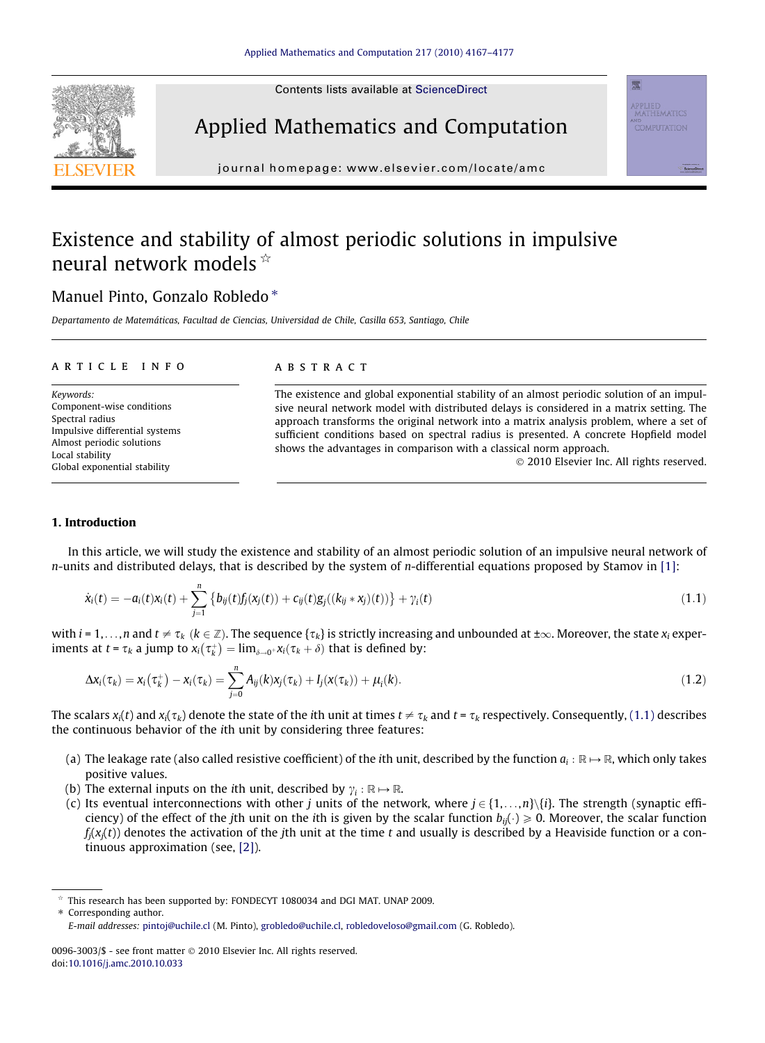# Existence and stability of almost periodic solutions in impulsive neural network models ☆

Manuel Pinto, Gonzalo Robledo *

*Departamento de Matemáticas, Facultad de Ciencias, Universidad de Chile, Casilla 653, Santiago, Chile*

---

**ARTICLE INFO**

*Keywords:*
Component-wise conditions
Spectral radius
Impulsive differential systems
Almost periodic solutions
Local stability
Global exponential stability

**ABSTRACT**

The existence and global exponential stability of an almost periodic solution of an impulsive neural network model with distributed delays is considered in a matrix setting. The approach transforms the original network into a matrix analysis problem, where a set of sufficient conditions based on spectral radius is presented. A concrete Hopfield model shows the advantages in comparison with a classical norm approach.

© 2010 Elsevier Inc. All rights reserved.

---

## 1. Introduction

In this article, we will study the existence and stability of an almost periodic solution of an impulsive neural network of $n$-units and distributed delays, that is described by the system of $n$-differential equations proposed by Stamov in [1]:

$$\dot{x}_i(t) = -a_i(t)x_i(t) + \sum_{j=1}^{n} \{b_{ij}(t)f_j(x_j(t)) + c_{ij}(t)g_j((k_{ij} * x_j)(t))\} + \gamma_i(t) \tag{1.1}$$

with $i = 1,\ldots,n$ and $t \neq \tau_k$ $(k \in \mathbb{Z})$. The sequence $\{\tau_k\}$ is strictly increasing and unbounded at $\pm\infty$. Moreover, the state $x_i$ experiments at $t = \tau_k$ a jump to $x_i(\tau_k^+) = \lim_{\delta \to 0^+} x_i(\tau_k + \delta)$ that is defined by:

$$\Delta x_i(\tau_k) = x_i(\tau_k^+) - x_i(\tau_k) = \sum_{j=0}^{n} A_{ij}(k)x_j(\tau_k) + I_j(x(\tau_k)) + \mu_i(k). \tag{1.2}$$

The scalars $x_i(t)$ and $x_i(\tau_k)$ denote the state of the $i$th unit at times $t \neq \tau_k$ and $t = \tau_k$ respectively. Consequently, (1.1) describes the continuous behavior of the $i$th unit by considering three features:

(a) The leakage rate (also called resistive coefficient) of the $i$th unit, described by the function $a_i : \mathbb{R} \mapsto \mathbb{R}$, which only takes positive values.
(b) The external inputs on the $i$th unit, described by $\gamma_i : \mathbb{R} \mapsto \mathbb{R}$.
(c) Its eventual interconnections with other $j$ units of the network, where $j \in \{1,\ldots,n\}\backslash\{i\}$. The strength (synaptic efficiency) of the effect of the $j$th unit on the $i$th is given by the scalar function $b_{ij}(\cdot) \geqslant 0$. Moreover, the scalar function $f_j(x_j(t))$ denotes the activation of the $j$th unit at the time $t$ and usually is described by a Heaviside function or a continuous approximation (see, [2]).

---

☆ This research has been supported by: FONDECYT 1080034 and DGI MAT. UNAP 2009.
\* Corresponding author.
*E-mail addresses:* pintoj@uchile.cl (M. Pinto), grobledo@uchile.cl, robledoveloso@gmail.com (G. Robledo).

0096-3003/$ - see front matter © 2010 Elsevier Inc. All rights reserved.
doi:10.1016/j.amc.2010.10.033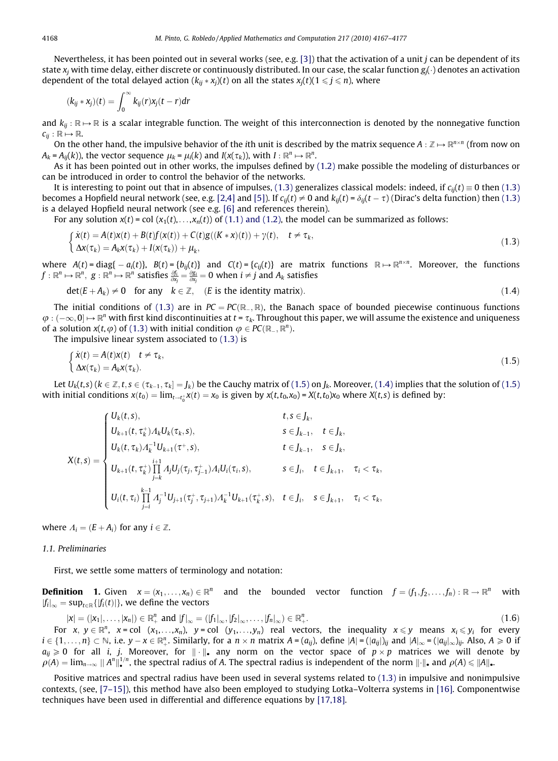Nevertheless, it has been pointed out in several works (see, e.g. [3]) that the activation of a unit $j$ can be dependent of its state $x_j$ with time delay, either discrete or continuously distributed. In our case, the scalar function $g_j(\cdot)$ denotes an activation dependent of the total delayed action $(k_{ij} * x_j)(t)$ on all the states $x_j(t)(1 \leqslant j \leqslant n)$, where

$$(k_{ij} * x_j)(t) = \int_0^\infty k_{ij}(r)x_j(t-r)dr$$

and $k_{ij} : \mathbb{R} \mapsto \mathbb{R}$ is a scalar integrable function. The weight of this interconnection is denoted by the nonnegative function $c_{ij} : \mathbb{R} \mapsto \mathbb{R}$.

On the other hand, the impulsive behavior of the $i$th unit is described by the matrix sequence $A : \mathbb{Z} \mapsto \mathbb{R}^{n\times n}$ (from now on $A_k = A_{ij}(k)$), the vector sequence $\mu_k = \mu_i(k)$ and $I(x(\tau_k))$, with $I : \mathbb{R}^n \mapsto \mathbb{R}^n$.

As it has been pointed out in other works, the impulses defined by (1.2) make possible the modeling of disturbances or can be introduced in order to control the behavior of the networks.

It is interesting to point out that in absence of impulses, (1.3) generalizes classical models: indeed, if $c_{ij}(t) \equiv 0$ then (1.3) becomes a Hopfield neural network (see, e.g. [2,4] and [5]). If $c_{ij}(t) \neq 0$ and $k_{ij}(t) = \delta_{ij}(t-\tau)$ (Dirac's delta function) then (1.3) is a delayed Hopfield neural network (see e.g. [6] and references therein).

For any solution $x(t) = \text{col}\,(x_1(t),\ldots,x_n(t))$ of (1.1) and (1.2), the model can be summarized as follows:

$$\begin{cases} \dot{x}(t) = A(t)x(t) + B(t)f(x(t)) + C(t)g((K * x)(t)) + \gamma(t), & t \neq \tau_k, \\ \Delta x(\tau_k) = A_k x(\tau_k) + I(x(\tau_k)) + \mu_k, \end{cases} \tag{1.3}$$

where $A(t) = \text{diag}\{-a_i(t)\}$, $B(t) = \{b_{ij}(t)\}$ and $C(t) = \{c_{ij}(t)\}$ are matrix functions $\mathbb{R} \mapsto \mathbb{R}^{n\times n}$. Moreover, the functions $f : \mathbb{R}^n \mapsto \mathbb{R}^n$, $g : \mathbb{R}^n \mapsto \mathbb{R}^n$ satisfies $\frac{\partial f_i}{\partial x_j} = \frac{\partial g_i}{\partial x_j} = 0$ when $i \neq j$ and $A_k$ satisfies

$$\det(E + A_k) \neq 0 \quad \text{for any} \quad k \in \mathbb{Z}, \quad (E \text{ is the identity matrix}). \tag{1.4}$$

The initial conditions of (1.3) are in $PC = PC(\mathbb{R}_-, \mathbb{R})$, the Banach space of bounded piecewise continuous functions $\varphi : (-\infty, 0] \mapsto \mathbb{R}^n$ with first kind discontinuities at $t = \tau_k$. Throughout this paper, we will assume the existence and uniqueness of a solution $x(t,\varphi)$ of (1.3) with initial condition $\varphi \in PC(\mathbb{R}_-, \mathbb{R}^n)$.

The impulsive linear system associated to (1.3) is

$$\begin{cases} \dot{x}(t) = A(t)x(t) & t \neq \tau_k, \\ \Delta x(\tau_k) = A_k x(\tau_k). \end{cases} \tag{1.5}$$

Let $U_k(t,s)$ $(k \in \mathbb{Z}, t, s \in (\tau_{k-1}, \tau_k] = J_k)$ be the Cauchy matrix of (1.5) on $J_k$. Moreover, (1.4) implies that the solution of (1.5) with initial conditions $x(t_0) = \lim_{t\to t_0^+} x(t) = x_0$ is given by $x(t,t_0,x_0) = X(t,t_0)x_0$ where $X(t,s)$ is defined by:

$$X(t,s) = \begin{cases} U_k(t,s), & t,s \in J_k, \\ U_{k+1}(t,\tau_k^+)\Lambda_k U_k(\tau_k,s), & s \in J_{k-1}, \quad t \in J_k, \\ U_k(t,\tau_k)\Lambda_k^{-1}U_{k+1}(\tau^+,s), & t \in J_{k-1}, \quad s \in J_k, \\ U_{k+1}(t,\tau_k^+)\prod\limits_{j=k}^{i+1}\Lambda_j U_j(\tau_j,\tau_{j-1}^+)\Lambda_i U_i(\tau_i,s), & s \in J_i, \quad t \in J_{k+1}, \quad \tau_i < \tau_k, \\ U_i(t,\tau_i)\prod\limits_{j=i}^{k-1}\Lambda_j^{-1}U_{j+1}(\tau_j^+,\tau_{j+1})\Lambda_k^{-1}U_{k+1}(\tau_k^+,s), & t \in J_i, \quad s \in J_{k+1}, \quad \tau_i < \tau_k, \end{cases}$$

where $\Lambda_i = (E + A_i)$ for any $i \in \mathbb{Z}$.

### 1.1. Preliminaries

First, we settle some matters of terminology and notation:

**Definition 1.** Given $x = (x_1,\ldots,x_n) \in \mathbb{R}^n$ and the bounded vector function $f = (f_1, f_2, \ldots, f_n) : \mathbb{R} \to \mathbb{R}^n$ with $|f_i|_\infty = \sup_{t\in\mathbb{R}}\{|f_i(t)|\}$, we define the vectors

$$|x| = (|x_1|,\ldots,|x_n|) \in \mathbb{R}^n_+ \text{ and } |f|_\infty = (|f_1|_\infty, |f_2|_\infty, \ldots, |f_n|_\infty) \in \mathbb{R}^n_+. \tag{1.6}$$

For $x$, $y \in \mathbb{R}^n$, $x = \text{col}\,(x_1,\ldots,x_n)$, $y = \text{col}\,(y_1,\ldots,y_n)$ real vectors, the inequality $x \leqslant y$ means $x_i \leqslant y_i$ for every $i \in \{1,\ldots,n\} \subset \mathbb{N}$, i.e. $y - x \in \mathbb{R}^n_+$. Similarly, for a $n \times n$ matrix $A = (a_{ij})$, define $|A| = (|a_{ij}|)_{ij}$ and $|A|_\infty = (|a_{ij}|_\infty)_{ij}$. Also, $A \geqslant 0$ if $a_{ij} \geqslant 0$ for all $i$, $j$. Moreover, for $\|\cdot\|_\bullet$ any norm on the vector space of $p \times p$ matrices we will denote by $\rho(A) = \lim_{n\to\infty} \|A^n\|_\bullet^{1/n}$, the spectral radius of $A$. The spectral radius is independent of the norm $\|\cdot\|_\bullet$ and $\rho(A) \leqslant \|A\|_\bullet$.

Positive matrices and spectral radius have been used in several systems related to (1.3) in impulsive and nonimpulsive contexts, (see, [7–15]), this method have also been employed to studying Lotka–Volterra systems in [16]. Componentwise techniques have been used in differential and difference equations by [17,18].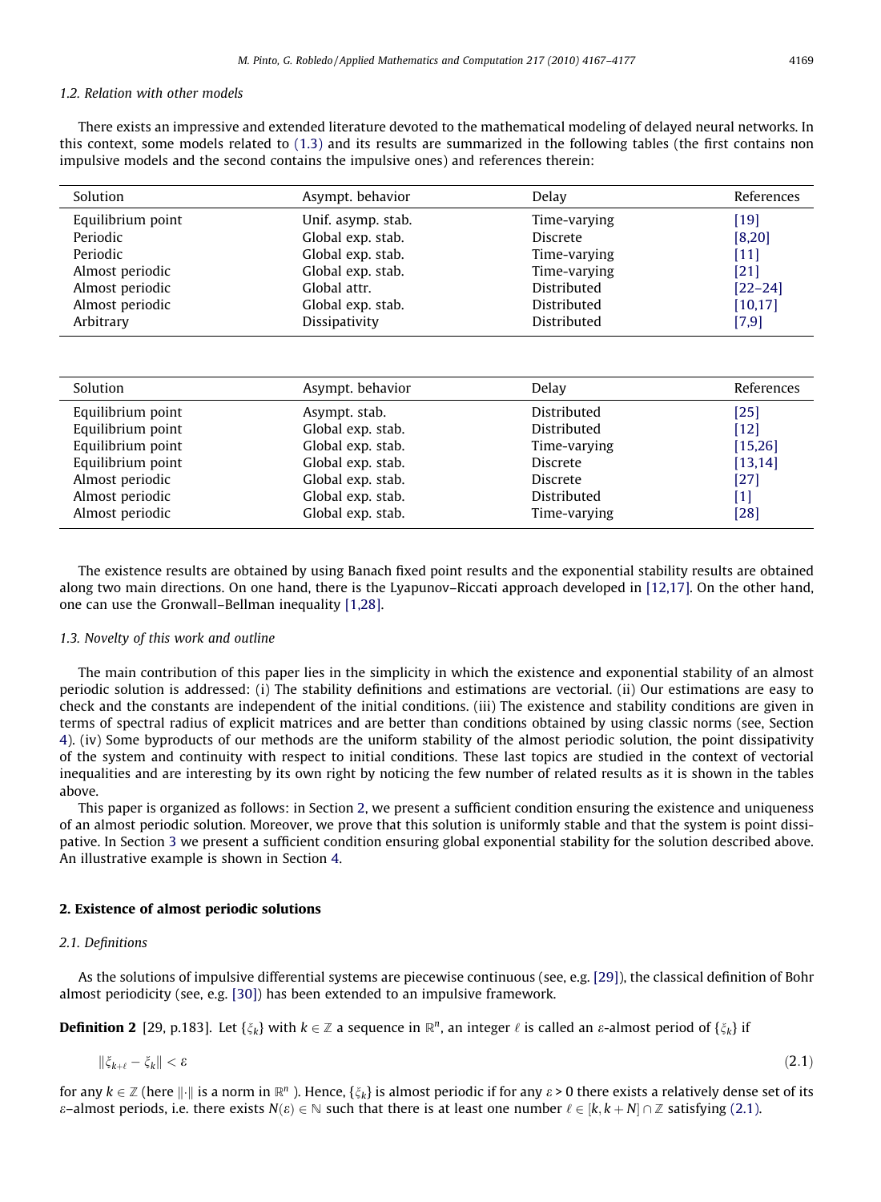### 1.2. Relation with other models

There exists an impressive and extended literature devoted to the mathematical modeling of delayed neural networks. In this context, some models related to (1.3) and its results are summarized in the following tables (the first contains non impulsive models and the second contains the impulsive ones) and references therein:

| Solution | Asympt. behavior | Delay | References |
|---|---|---|---|
| Equilibrium point | Unif. asymp. stab. | Time-varying | [19] |
| Periodic | Global exp. stab. | Discrete | [8,20] |
| Periodic | Global exp. stab. | Time-varying | [11] |
| Almost periodic | Global exp. stab. | Time-varying | [21] |
| Almost periodic | Global attr. | Distributed | [22–24] |
| Almost periodic | Global exp. stab. | Distributed | [10,17] |
| Arbitrary | Dissipativity | Distributed | [7,9] |

| Solution | Asympt. behavior | Delay | References |
|---|---|---|---|
| Equilibrium point | Asympt. stab. | Distributed | [25] |
| Equilibrium point | Global exp. stab. | Distributed | [12] |
| Equilibrium point | Global exp. stab. | Time-varying | [15,26] |
| Equilibrium point | Global exp. stab. | Discrete | [13,14] |
| Almost periodic | Global exp. stab. | Discrete | [27] |
| Almost periodic | Global exp. stab. | Distributed | [1] |
| Almost periodic | Global exp. stab. | Time-varying | [28] |

The existence results are obtained by using Banach fixed point results and the exponential stability results are obtained along two main directions. On one hand, there is the Lyapunov–Riccati approach developed in [12,17]. On the other hand, one can use the Gronwall–Bellman inequality [1,28].

### 1.3. Novelty of this work and outline

The main contribution of this paper lies in the simplicity in which the existence and exponential stability of an almost periodic solution is addressed: (i) The stability definitions and estimations are vectorial. (ii) Our estimations are easy to check and the constants are independent of the initial conditions. (iii) The existence and stability conditions are given in terms of spectral radius of explicit matrices and are better than conditions obtained by using classic norms (see, Section 4). (iv) Some byproducts of our methods are the uniform stability of the almost periodic solution, the point dissipativity of the system and continuity with respect to initial conditions. These last topics are studied in the context of vectorial inequalities and are interesting by its own right by noticing the few number of related results as it is shown in the tables above.

This paper is organized as follows: in Section 2, we present a sufficient condition ensuring the existence and uniqueness of an almost periodic solution. Moreover, we prove that this solution is uniformly stable and that the system is point dissipative. In Section 3 we present a sufficient condition ensuring global exponential stability for the solution described above. An illustrative example is shown in Section 4.

## 2. Existence of almost periodic solutions

### 2.1. Definitions

As the solutions of impulsive differential systems are piecewise continuous (see, e.g. [29]), the classical definition of Bohr almost periodicity (see, e.g. [30]) has been extended to an impulsive framework.

**Definition 2** [29, p.183]. Let $\{\xi_k\}$ with $k \in \mathbb{Z}$ a sequence in $\mathbb{R}^n$, an integer $\ell$ is called an $\varepsilon$-almost period of $\{\xi_k\}$ if

$$\|\xi_{k+\ell} - \xi_k\| < \varepsilon \tag{2.1}$$

for any $k \in \mathbb{Z}$ (here $\|\cdot\|$ is a norm in $\mathbb{R}^n$ ). Hence, $\{\xi_k\}$ is almost periodic if for any $\varepsilon > 0$ there exists a relatively dense set of its $\varepsilon$–almost periods, i.e. there exists $N(\varepsilon) \in \mathbb{N}$ such that there is at least one number $\ell \in [k, k+N] \cap \mathbb{Z}$ satisfying (2.1).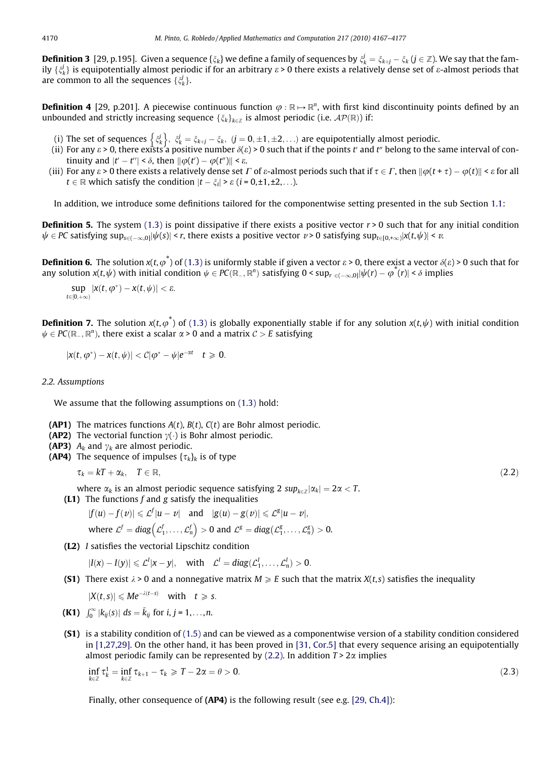**Definition 3** [29, p.195]. Given a sequence $\{\xi_k\}$ we define a family of sequences by $\xi_k^j = \xi_{k+j} - \xi_k$ $(j \in \mathbb{Z})$. We say that the family $\{\xi_k^j\}$ is equipotentially almost periodic if for an arbitrary $\varepsilon > 0$ there exists a relatively dense set of $\varepsilon$-almost periods that are common to all the sequences $\{\xi_k^j\}$.

**Definition 4** [29, p.201]. A piecewise continuous function $\varphi : \mathbb{R} \mapsto \mathbb{R}^n$, with first kind discontinuity points defined by an unbounded and strictly increasing sequence $\{\xi_k\}_{k\in\mathbb{Z}}$ is almost periodic (i.e. $\mathcal{AP}(\mathbb{R})$) if:

(i) The set of sequences $\left\{\xi_k^j\right\}$, $\xi_k^j = \xi_{k+j} - \xi_k$, $(j = 0, \pm 1, \pm 2, \ldots)$ are equipotentially almost periodic.
(ii) For any $\varepsilon > 0$, there exists a positive number $\delta(\varepsilon) > 0$ such that if the points $t'$ and $t''$ belong to the same interval of continuity and $|t' - t''| < \delta$, then $\|\varphi(t') - \varphi(t'')\| < \varepsilon$.
(iii) For any $\varepsilon > 0$ there exists a relatively dense set $\Gamma$ of $\varepsilon$-almost periods such that if $\tau \in \Gamma$, then $\|\varphi(t+\tau) - \varphi(t)\| < \varepsilon$ for all $t \in \mathbb{R}$ which satisfy the condition $|t - \xi_i| > \varepsilon$ $(i = 0, \pm 1, \pm 2, \ldots)$.

In addition, we introduce some definitions tailored for the componentwise setting presented in the sub Section 1.1:

**Definition 5.** The system (1.3) is point dissipative if there exists a positive vector $r > 0$ such that for any initial condition $\psi \in PC$ satisfying $\sup_{s\in(-\infty,0]}|\psi(s)| < r$, there exists a positive vector $v > 0$ satisfying $\sup_{t\in[0,+\infty)}|x(t,\psi)| < v$.

**Definition 6.** The solution $x(t,\varphi^*)$ of (1.3) is uniformly stable if given a vector $\varepsilon > 0$, there exist a vector $\delta(\varepsilon) > 0$ such that for any solution $x(t,\psi)$ with initial condition $\psi \in PC(\mathbb{R}_-, \mathbb{R}^n)$ satisfying $0 < \sup_{r\in(-\infty,0]}|\psi(r) - \varphi^*(r)| < \delta$ implies

$$\sup_{t\in[0,+\infty)} |x(t,\varphi^*) - x(t,\psi)| < \varepsilon.$$

**Definition 7.** The solution $x(t,\varphi^*)$ of (1.3) is globally exponentially stable if for any solution $x(t,\psi)$ with initial condition $\psi \in PC(\mathbb{R}_-, \mathbb{R}^n)$, there exist a scalar $\alpha > 0$ and a matrix $\mathcal{C} > E$ satisfying

$$|x(t,\varphi^*) - x(t,\psi)| < \mathcal{C}|\varphi^* - \psi|e^{-\alpha t} \quad t \geqslant 0.$$

### 2.2. Assumptions

We assume that the following assumptions on (1.3) hold:

**(AP1)** The matrices functions $A(t)$, $B(t)$, $C(t)$ are Bohr almost periodic.
**(AP2)** The vectorial function $\gamma(\cdot)$ is Bohr almost periodic.
**(AP3)** $A_k$ and $\gamma_k$ are almost periodic.
**(AP4)** The sequence of impulses $\{\tau_k\}_k$ is of type

$$\tau_k = kT + \alpha_k, \quad T \in \mathbb{R}, \tag{2.2}$$

where $\alpha_k$ is an almost periodic sequence satisfying $2\,\sup_{k\in\mathbb{Z}}|\alpha_k| = 2\alpha < T$.

**(L1)** The functions $f$ and $g$ satisfy the inequalities

$$|f(u) - f(v)| \leqslant \mathcal{L}^f|u - v| \quad \text{and} \quad |g(u) - g(v)| \leqslant \mathcal{L}^g|u - v|,$$

where $\mathcal{L}^f = diag\left(\mathcal{L}_1^f, \ldots, \mathcal{L}_n^f\right) > 0$ and $\mathcal{L}^g = diag\left(\mathcal{L}_1^g, \ldots, \mathcal{L}_n^g\right) > 0$.

**(L2)** $I$ satisfies the vectorial Lipschitz condition

$$|I(x) - I(y)| \leqslant \mathcal{L}^I|x - y|, \quad \text{with} \quad \mathcal{L}^I = diag(\mathcal{L}_1^I, \ldots, \mathcal{L}_n^I) > 0.$$

**(S1)** There exist $\lambda > 0$ and a nonnegative matrix $M \geqslant E$ such that the matrix $X(t,s)$ satisfies the inequality

$$|X(t,s)| \leqslant Me^{-\lambda(t-s)} \quad \text{with} \quad t \geqslant s.$$

**(K1)** $\int_0^\infty |k_{ij}(s)|\, ds = \tilde{k}_{ij}$ for $i, j = 1, \ldots, n$.

**(S1)** is a stability condition of (1.5) and can be viewed as a componentwise version of a stability condition considered in [1,27,29]. On the other hand, it has been proved in [31, Cor.5] that every sequence arising an equipotentially almost periodic family can be represented by (2.2). In addition $T > 2\alpha$ implies

$$\inf_{k\in\mathbb{Z}} \tau_k^1 = \inf_{k\in\mathbb{Z}} \tau_{k+1} - \tau_k \geqslant T - 2\alpha = \theta > 0. \tag{2.3}$$

Finally, other consequence of **(AP4)** is the following result (see e.g. [29, Ch.4]):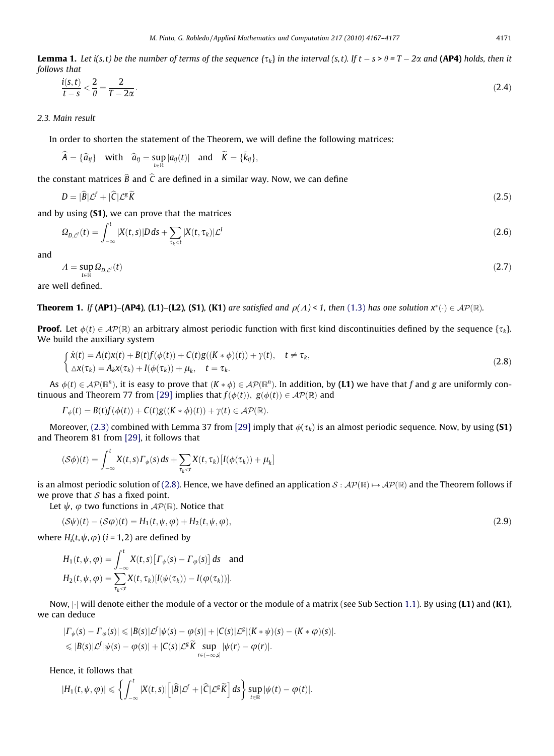**Lemma 1.** *Let $i(s,t)$ be the number of terms of the sequence $\{\tau_k\}$ in the interval $(s,t)$. If $t-s > \theta = T - 2\alpha$ and* **(AP4)** *holds, then it follows that*

$$\frac{i(s,t)}{t-s} < \frac{2}{\theta} = \frac{2}{T-2\alpha}. \tag{2.4}$$

### 2.3. Main result

In order to shorten the statement of the Theorem, we will define the following matrices:

$$\widehat{A} = \{\hat{a}_{ij}\} \quad \text{with} \quad \hat{a}_{ij} = \sup_{t\in\mathbb{R}} |a_{ij}(t)| \quad \text{and} \quad \widetilde{K} = \{\tilde{k}_{ij}\},$$

the constant matrices $\widehat{B}$ and $\widehat{C}$ are defined in a similar way. Now, we can define

$$D = |\widehat{B}|\mathcal{L}^f + |\widehat{C}|\mathcal{L}^g\widetilde{K} \tag{2.5}$$

and by using **(S1)**, we can prove that the matrices

$$\Omega_{D,\mathcal{L}^I}(t) = \int_{-\infty}^{t} |X(t,s)|D\,ds + \sum_{\tau_k<t} |X(t,\tau_k)|\mathcal{L}^I \tag{2.6}$$

and

$$\Lambda = \sup_{t\in\mathbb{R}} \Omega_{D,\mathcal{L}^I}(t) \tag{2.7}$$

are well defined.

**Theorem 1.** *If* **(AP1)–(AP4)**, **(L1)–(L2)**, **(S1)**, **(K1)** *are satisfied and $\rho(\Lambda) < 1$, then (1.3) has one solution $x^*(\cdot) \in \mathcal{AP}(\mathbb{R})$.*

**Proof.** Let $\phi(t) \in \mathcal{AP}(\mathbb{R})$ an arbitrary almost periodic function with first kind discontinuities defined by the sequence $\{\tau_k\}$. We build the auxiliary system

$$\begin{cases} \dot{x}(t) = A(t)x(t) + B(t)f(\phi(t)) + C(t)g((K*\phi)(t)) + \gamma(t), & t \neq \tau_k, \\ \triangle x(\tau_k) = A_k x(\tau_k) + I(\phi(\tau_k)) + \mu_k, & t = \tau_k. \end{cases} \tag{2.8}$$

As $\phi(t) \in \mathcal{AP}(\mathbb{R}^n)$, it is easy to prove that $(K*\phi) \in \mathcal{AP}(\mathbb{R}^n)$. In addition, by **(L1)** we have that $f$ and $g$ are uniformly continuous and Theorem 77 from [29] implies that $f(\phi(t)),\ g(\phi(t)) \in \mathcal{AP}(\mathbb{R})$ and

$$\Gamma_\phi(t) = B(t)f(\phi(t)) + C(t)g((K*\phi)(t)) + \gamma(t) \in \mathcal{AP}(\mathbb{R}).$$

Moreover, (2.3) combined with Lemma 37 from [29] imply that $\phi(\tau_k)$ is an almost periodic sequence. Now, by using **(S1)** and Theorem 81 from [29], it follows that

$$(\mathcal{S}\phi)(t) = \int_{-\infty}^{t} X(t,s)\Gamma_\phi(s)\,ds + \sum_{\tau_k<t} X(t,\tau_k)\big[I(\phi(\tau_k)) + \mu_k\big]$$

is an almost periodic solution of (2.8). Hence, we have defined an application $\mathcal{S} : \mathcal{AP}(\mathbb{R}) \mapsto \mathcal{AP}(\mathbb{R})$ and the Theorem follows if we prove that $\mathcal{S}$ has a fixed point.

Let $\psi$, $\varphi$ two functions in $\mathcal{AP}(\mathbb{R})$. Notice that

$$(\mathcal{S}\psi)(t) - (\mathcal{S}\varphi)(t) = H_1(t,\psi,\varphi) + H_2(t,\psi,\varphi), \tag{2.9}$$

where $H_i(t,\psi,\varphi)$ $(i = 1,2)$ are defined by

$$H_1(t,\psi,\varphi) = \int_{-\infty}^{t} X(t,s)\big[\Gamma_\psi(s) - \Gamma_\varphi(s)\big]\,ds \quad \text{and}$$
$$H_2(t,\psi,\varphi) = \sum_{\tau_k<t} X(t,\tau_k)[I(\psi(\tau_k)) - I(\varphi(\tau_k))].$$

Now, $|\cdot|$ will denote either the module of a vector or the module of a matrix (see Sub Section 1.1). By using **(L1)** and **(K1)**, we can deduce

$$|\Gamma_\psi(s) - \Gamma_\varphi(s)| \leqslant |B(s)|\mathcal{L}^f|\psi(s) - \varphi(s)| + |C(s)|\mathcal{L}^g|(K*\psi)(s) - (K*\varphi)(s)|.$$
$$\leqslant |B(s)|\mathcal{L}^f|\psi(s) - \varphi(s)| + |C(s)|\mathcal{L}^g\widetilde{K}\sup_{r\in(-\infty,s]}|\psi(r) - \varphi(r)|.$$

Hence, it follows that

$$|H_1(t,\psi,\varphi)| \leqslant \left\{\int_{-\infty}^{t} |X(t,s)|\Big[|\widehat{B}|\mathcal{L}^f + |\widehat{C}|\mathcal{L}^g\widetilde{K}\Big]\,ds\right\}\sup_{t\in\mathbb{R}}|\psi(t) - \varphi(t)|.$$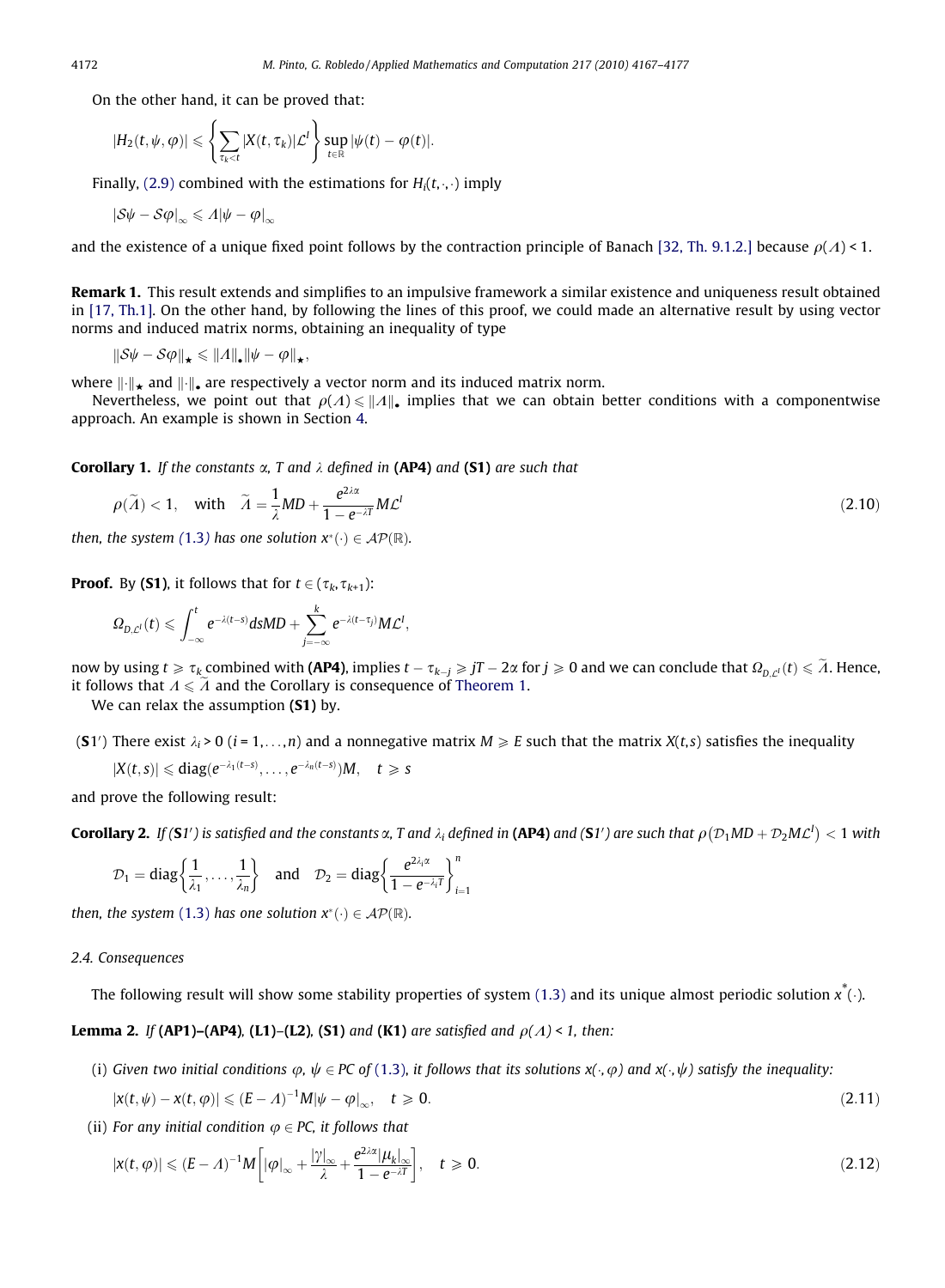On the other hand, it can be proved that:

$$|H_2(t,\psi,\varphi)| \leqslant \left\{\sum_{\tau_k<t} |X(t,\tau_k)|\mathcal{L}^I\right\} \sup_{t\in\mathbb{R}} |\psi(t)-\varphi(t)|.$$

Finally, (2.9) combined with the estimations for $H_i(t,\cdot,\cdot)$ imply

$$|\mathcal{S}\psi - \mathcal{S}\varphi|_\infty \leqslant \Lambda|\psi-\varphi|_\infty$$

and the existence of a unique fixed point follows by the contraction principle of Banach [32, Th. 9.1.2.] because $\rho(\Lambda) < 1$.

**Remark 1.** This result extends and simplifies to an impulsive framework a similar existence and uniqueness result obtained in [17, Th.1]. On the other hand, by following the lines of this proof, we could made an alternative result by using vector norms and induced matrix norms, obtaining an inequality of type

$$\|\mathcal{S}\psi - \mathcal{S}\varphi\|_\star \leqslant \|\Lambda\|_\bullet \|\psi-\varphi\|_\star,$$

where $\|\cdot\|_\star$ and $\|\cdot\|_\bullet$ are respectively a vector norm and its induced matrix norm.

Nevertheless, we point out that $\rho(\Lambda) \leqslant \|\Lambda\|_\bullet$ implies that we can obtain better conditions with a componentwise approach. An example is shown in Section 4.

**Corollary 1.** *If the constants $\alpha$, $T$ and $\lambda$ defined in* **(AP4)** *and* **(S1)** *are such that*

$$\rho(\widetilde{\Lambda}) < 1, \quad \text{with} \quad \widetilde{\Lambda} = \frac{1}{\lambda}MD + \frac{e^{2\lambda\alpha}}{1-e^{-\lambda T}}M\mathcal{L}^I \tag{2.10}$$

*then, the system (1.3) has one solution $x^*(\cdot) \in \mathcal{AP}(\mathbb{R})$.*

**Proof.** By **(S1)**, it follows that for $t \in (\tau_k, \tau_{k+1})$:

$$\Omega_{D,\mathcal{L}^I}(t) \leqslant \int_{-\infty}^t e^{-\lambda(t-s)}ds MD + \sum_{j=-\infty}^{k} e^{-\lambda(t-\tau_j)}M\mathcal{L}^I,$$

now by using $t \geqslant \tau_k$ combined with **(AP4)**, implies $t-\tau_{k-j} \geqslant jT - 2\alpha$ for $j \geqslant 0$ and we can conclude that $\Omega_{D,\mathcal{L}^I}(t) \leqslant \widetilde{\Lambda}$. Hence, it follows that $\Lambda \leqslant \widetilde{\Lambda}$ and the Corollary is consequence of Theorem 1.

We can relax the assumption **(S1)** by.

($\mathbf{S1}'$) There exist $\lambda_i > 0$ $(i = 1,\ldots,n)$ and a nonnegative matrix $M \geqslant E$ such that the matrix $X(t,s)$ satisfies the inequality

$$|X(t,s)| \leqslant \text{diag}(e^{-\lambda_1(t-s)},\ldots,e^{-\lambda_n(t-s)})M, \quad t \geqslant s$$

and prove the following result:

**Corollary 2.** *If ($\mathbf{S1}'$) is satisfied and the constants $\alpha$, $T$ and $\lambda_i$ defined in* **(AP4)** *and ($\mathbf{S1}'$) are such that $\rho(\mathcal{D}_1MD + \mathcal{D}_2M\mathcal{L}^I) < 1$ with*

$$\mathcal{D}_1 = \text{diag}\left\{\frac{1}{\lambda_1},\ldots,\frac{1}{\lambda_n}\right\} \quad \text{and} \quad \mathcal{D}_2 = \text{diag}\left\{\frac{e^{2\lambda_i\alpha}}{1-e^{-\lambda_i T}}\right\}_{i=1}^n$$

*then, the system (1.3) has one solution $x^*(\cdot) \in \mathcal{AP}(\mathbb{R})$.*

### 2.4. Consequences

The following result will show some stability properties of system (1.3) and its unique almost periodic solution $x^*(\cdot)$.

**Lemma 2.** *If* **(AP1)–(AP4)**, **(L1)–(L2)**, **(S1)** *and* **(K1)** *are satisfied and $\rho(\Lambda) < 1$, then:*

(i) *Given two initial conditions $\varphi$, $\psi \in PC$ of (1.3), it follows that its solutions $x(\cdot,\varphi)$ and $x(\cdot,\psi)$ satisfy the inequality:*

$$|x(t,\psi) - x(t,\varphi)| \leqslant (E-\Lambda)^{-1}M|\psi-\varphi|_\infty, \quad t \geqslant 0. \tag{2.11}$$

(ii) *For any initial condition $\varphi \in PC$, it follows that*

$$|x(t,\varphi)| \leqslant (E-\Lambda)^{-1}M\left[|\varphi|_\infty + \frac{|\gamma|_\infty}{\lambda} + \frac{e^{2\lambda\alpha}|\mu_k|_\infty}{1-e^{-\lambda T}}\right], \quad t \geqslant 0. \tag{2.12}$$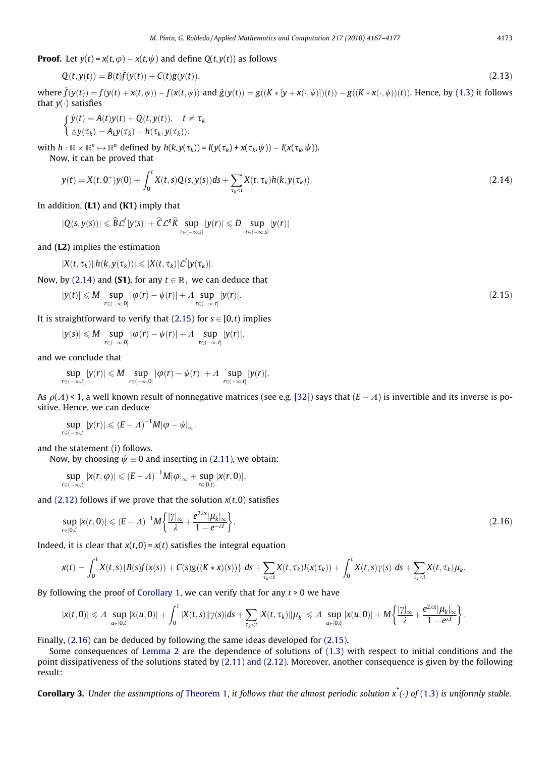**Proof.** Let $y(t) = x(t,\varphi) - x(t,\psi)$ and define $Q(t,y(t))$ as follows

$$Q(t,y(t)) = B(t)\tilde{f}(y(t)) + C(t)\tilde{g}(y(t)), \tag{2.13}$$

where $\tilde{f}(y(t)) = f(y(t) + x(t,\psi)) - f(x(t,\psi))$ and $\tilde{g}(y(t)) = g((K * [y + x(\cdot,\psi)])(t)) - g((K * x(\cdot,\psi))(t))$. Hence, by (1.3) it follows that $y(\cdot)$ satisfies

$$\begin{cases} \dot{y}(t) = A(t)y(t) + Q(t,y(t)), & t \neq \tau_k \\ \triangle y(\tau_k) = A_k y(\tau_k) + h(\tau_k, y(\tau_k)). \end{cases}$$

with $h : \mathbb{R} \times \mathbb{R}^n \mapsto \mathbb{R}^n$ defined by $h(k,y(\tau_k)) = I(y(\tau_k) + x(\tau_k,\psi)) - I(x(\tau_k,\psi))$.

Now, it can be proved that

$$y(t) = X(t,0^+)y(0) + \int_0^t X(t,s)Q(s,y(s))ds + \sum_{\tau_k < t} X(t,\tau_k)h(k,y(\tau_k)). \tag{2.14}$$

In addition, **(L1)** and **(K1)** imply that

$$|Q(s,y(s))| \leqslant \widehat{B}\mathcal{L}^f|y(s)| + \widehat{C}\mathcal{L}^g\widetilde{K} \sup_{r\in(-\infty,s]}|y(r)| \leqslant D \sup_{r\in(-\infty,s]}|y(r)|$$

and **(L2)** implies the estimation

$$|X(t,\tau_k)||h(k,y(\tau_k))| \leqslant |X(t,\tau_k)|\mathcal{L}^I|y(\tau_k)|.$$

Now, by (2.14) and **(S1)**, for any $t \in \mathbb{R}_+$ we can deduce that

$$|y(t)| \leqslant M \sup_{r\in(-\infty,0]}|\varphi(r) - \psi(r)| + \Lambda \sup_{r\in(-\infty,t]}|y(r)|. \tag{2.15}$$

It is straightforward to verify that (2.15) for $s \in [0,t)$ implies

$$|y(s)| \leqslant M \sup_{r\in(-\infty,0]}|\varphi(r) - \psi(r)| + \Lambda \sup_{r\in(-\infty,t]}|y(r)|.$$

and we conclude that

$$\sup_{r\in(-\infty,t]}|y(r)| \leqslant M \sup_{r\in(-\infty,0]}|\varphi(r) - \psi(r)| + \Lambda \sup_{r\in(-\infty,t]}|y(r)|.$$

As $\rho(\Lambda) < 1$, a well known result of nonnegative matrices (see e.g. [32]) says that $(E - \Lambda)$ is invertible and its inverse is positive. Hence, we can deduce

$$\sup_{r\in(-\infty,t]}|y(r)| \leqslant (E - \Lambda)^{-1}M|\varphi - \psi|_\infty.$$

and the statement (i) follows.

Now, by choosing $\psi \equiv 0$ and inserting in (2.11), we obtain:

$$\sup_{r\in(-\infty,t]}|x(r,\varphi)| \leqslant (E - \Lambda)^{-1}M|\varphi|_\infty + \sup_{r\in[0,t)}|x(r,0)|,$$

and (2.12) follows if we prove that the solution $x(t,0)$ satisfies

$$\sup_{r\in[0,t]}|x(r,0)| \leqslant (E - \Lambda)^{-1}M\left\{\frac{|\gamma|_\infty}{\lambda} + \frac{e^{2\lambda\alpha}|\mu_k|_\infty}{1 - e^{-\lambda T}}\right\}. \tag{2.16}$$

Indeed, it is clear that $x(t,0) = x(t)$ satisfies the integral equation

$$x(t) = \int_0^t X(t,s)\{B(s)f(x(s)) + C(s)g((K * x)(s))\}\, ds + \sum_{\tau_k<t} X(t,\tau_k)I(x(\tau_k)) + \int_0^t X(t,s)\gamma(s)\, ds + \sum_{\tau_k<t} X(t,\tau_k)\mu_k.$$

By following the proof of Corollary 1, we can verify that for any $t > 0$ we have

$$|x(t,0)| \leqslant \Lambda \sup_{u\in[0,t]}|x(u,0)| + \int_0^t |X(t,s)||\gamma(s)|ds + \sum_{\tau_k<t}|X(t,\tau_k)||\mu_k| \leqslant \Lambda \sup_{u\in[0,t]}|x(u,0)| + M\left\{\frac{|\gamma|_\infty}{\lambda} + \frac{e^{2\lambda\alpha}|\mu_k|_\infty}{1 - e^{\lambda T}}\right\}.$$

Finally, (2.16) can be deduced by following the same ideas developed for (2.15).

Some consequences of Lemma 2 are the dependence of solutions of (1.3) with respect to initial conditions and the point dissipativeness of the solutions stated by (2.11) and (2.12). Moreover, another consequence is given by the following result:

**Corollary 3.** *Under the assumptions of Theorem 1, it follows that the almost periodic solution $x^*(\cdot)$ of (1.3) is uniformly stable.*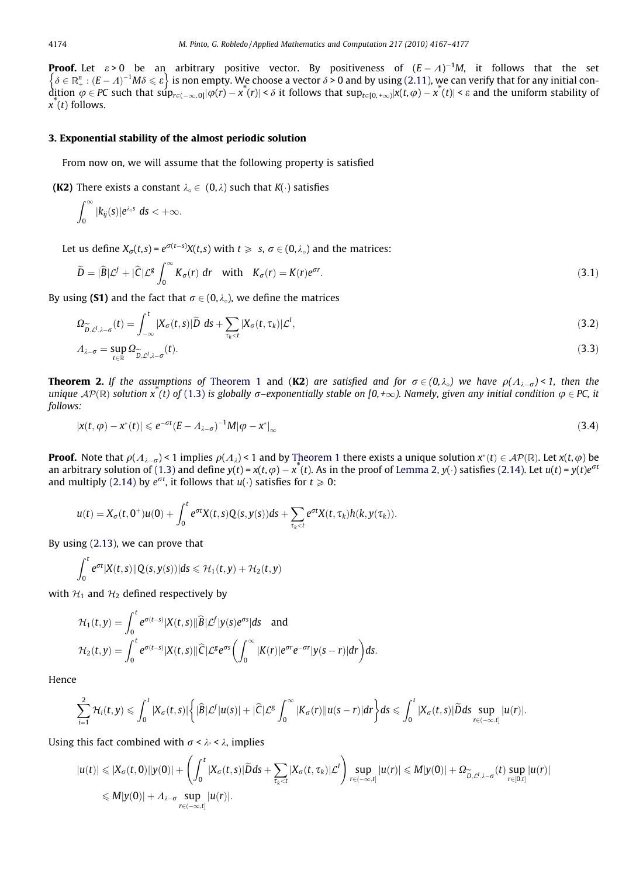**Proof.** Let $\varepsilon > 0$ be an arbitrary positive vector. By positiveness of $(E - \Lambda)^{-1}M$, it follows that the set $\left\{\delta \in \mathbb{R}^n_+ : (E - \Lambda)^{-1}M\delta \leqslant \varepsilon\right\}$ is non empty. We choose a vector $\delta > 0$ and by using (2.11), we can verify that for any initial condition $\varphi \in PC$ such that $\sup_{r \in (-\infty,0]}|\varphi(r) - x^*(r)| < \delta$ it follows that $\sup_{t \in [0,+\infty)}|x(t,\varphi) - x^*(t)| < \varepsilon$ and the uniform stability of $x^*(t)$ follows.

### 3. Exponential stability of the almost periodic solution

From now on, we will assume that the following property is satisfied

**(K2)** There exists a constant $\lambda_\circ \in (0, \lambda)$ such that $K(\cdot)$ satisfies

$$\int_0^\infty |k_{ij}(s)|e^{\lambda_\circ s}\, ds < +\infty.$$

Let us define $X_\sigma(t,s) = e^{\sigma(t-s)}X(t,s)$ with $t \geqslant s$, $\sigma \in (0, \lambda_\circ)$ and the matrices:

$$\widetilde{D} = |\widehat{B}|\mathcal{L}^f + |\widehat{C}|\mathcal{L}^g \int_0^\infty K_\sigma(r)\, dr \quad \text{with} \quad K_\sigma(r) = K(r)e^{\sigma r}. \tag{3.1}$$

By using **(S1)** and the fact that $\sigma \in (0, \lambda_\circ)$, we define the matrices

$$\Omega_{\widetilde{D},\mathcal{L}^I,\lambda-\sigma}(t) = \int_{-\infty}^t |X_\sigma(t,s)|\widetilde{D}\, ds + \sum_{\tau_k < t} |X_\sigma(t,\tau_k)|\mathcal{L}^I, \tag{3.2}$$

$$\Lambda_{\lambda-\sigma} = \sup_{t \in \mathbb{R}} \Omega_{\widetilde{D},\mathcal{L}^I,\lambda-\sigma}(t). \tag{3.3}$$

**Theorem 2.** *If the assumptions of Theorem 1 and* **(K2)** *are satisfied and for $\sigma \in (0, \lambda_\circ)$ we have $\rho(\Lambda_{\lambda-\sigma}) < 1$, then the unique $\mathcal{AP}(\mathbb{R})$ solution $x^*(t)$ of (1.3) is globally $\sigma$–exponentially stable on $[0,+\infty)$. Namely, given any initial condition $\varphi \in PC$, it follows:*

$$|x(t,\varphi) - x^*(t)| \leqslant e^{-\sigma t}(E - \Lambda_{\lambda-\sigma})^{-1}M|\varphi - x^*|_\infty \tag{3.4}$$

**Proof.** Note that $\rho(\Lambda_{\lambda-\sigma}) < 1$ implies $\rho(\Lambda_\lambda) < 1$ and by Theorem 1 there exists a unique solution $x^*(t) \in \mathcal{AP}(\mathbb{R})$. Let $x(t,\varphi)$ be an arbitrary solution of (1.3) and define $y(t) = x(t,\varphi) - x^*(t)$. As in the proof of Lemma 2, $y(\cdot)$ satisfies (2.14). Let $u(t) = y(t)e^{\sigma t}$ and multiply (2.14) by $e^{\sigma t}$, it follows that $u(\cdot)$ satisfies for $t \geqslant 0$:

$$u(t) = X_\sigma(t,0^+)u(0) + \int_0^t e^{\sigma t}X(t,s)Q(s,y(s))ds + \sum_{\tau_k < t} e^{\sigma t}X(t,\tau_k)h(k,y(\tau_k)).$$

By using (2.13), we can prove that

$$\int_0^t e^{\sigma t}|X(t,s)\|Q(s,y(s))|ds \leqslant \mathcal{H}_1(t,y) + \mathcal{H}_2(t,y)$$

with $\mathcal{H}_1$ and $\mathcal{H}_2$ defined respectively by

$$\mathcal{H}_1(t,y) = \int_0^t e^{\sigma(t-s)}|X(t,s)\||\widehat{B}|\mathcal{L}^f|y(s)e^{\sigma s}|ds \quad \text{and}$$

$$\mathcal{H}_2(t,y) = \int_0^t e^{\sigma(t-s)}|X(t,s)\||\widehat{C}|\mathcal{L}^g e^{\sigma s}\left(\int_0^\infty |K(r)|e^{\sigma r}e^{-\sigma r}|y(s-r)|dr\right)ds.$$

Hence

$$\sum_{i=1}^2 \mathcal{H}_i(t,y) \leqslant \int_0^t |X_\sigma(t,s)|\left\{|\widehat{B}|\mathcal{L}^f|u(s)| + |\widehat{C}|\mathcal{L}^g\int_0^\infty |K_\sigma(r)\||u(s-r)|dr\right\}ds \leqslant \int_0^t |X_\sigma(t,s)|\widetilde{D}ds \sup_{r \in (-\infty,t]}|u(r)|.$$

Using this fact combined with $\sigma < \lambda_\circ < \lambda$, implies

$$|u(t)| \leqslant |X_\sigma(t,0)\||y(0)| + \left(\int_0^t |X_\sigma(t,s)|\widetilde{D}ds + \sum_{\tau_k < t}|X_\sigma(t,\tau_k)|\mathcal{L}^I\right)\sup_{r \in (-\infty,t]}|u(r)| \leqslant M|y(0)| + \Omega_{\widetilde{D},\mathcal{L}^I,\lambda-\sigma}(t)\sup_{r \in [0,t]}|u(r)|$$

$$\leqslant M|y(0)| + \Lambda_{\lambda-\sigma}\sup_{r \in (-\infty,t]}|u(r)|.$$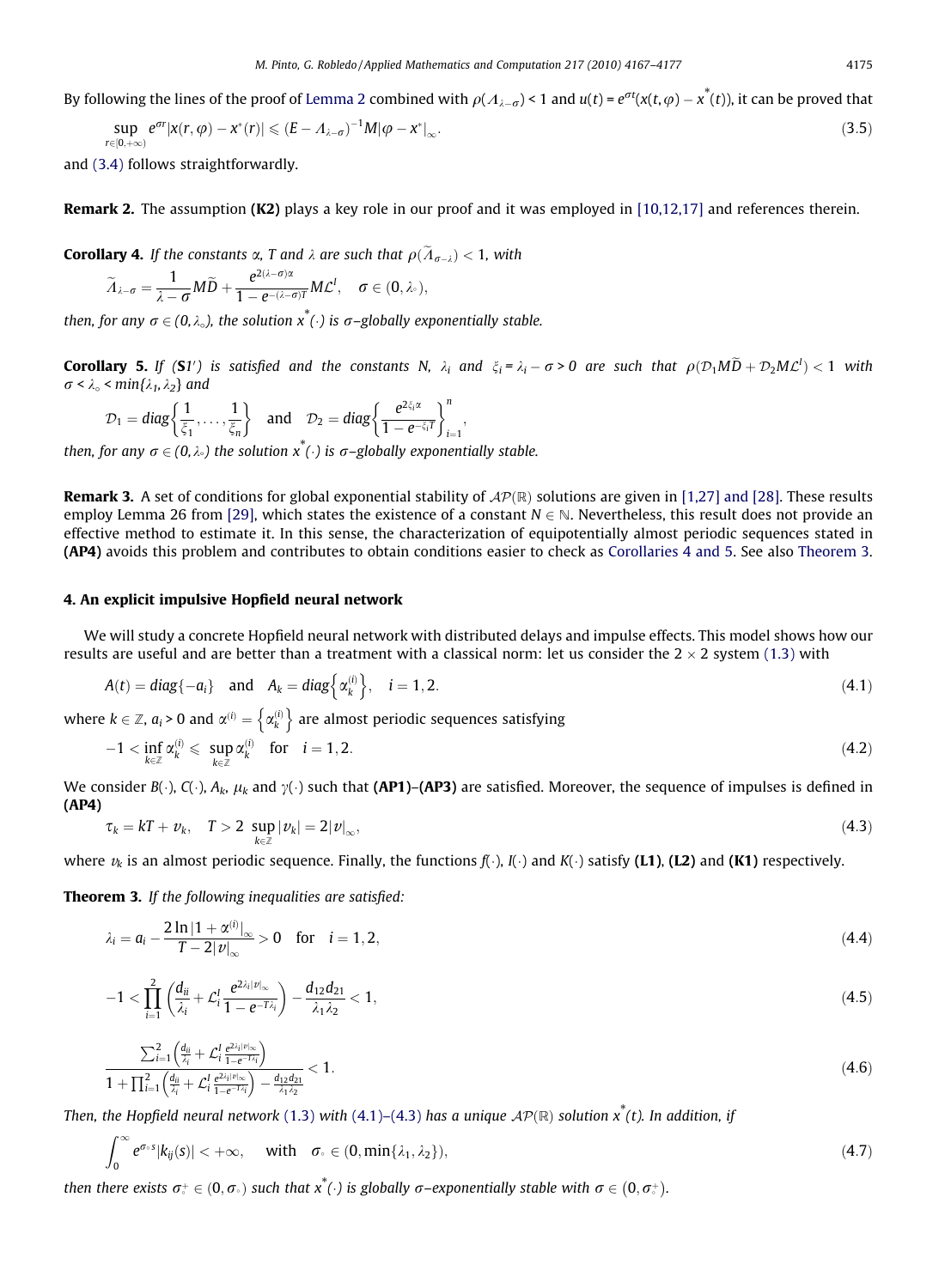By following the lines of the proof of Lemma 2 combined with $\rho(\Lambda_{\lambda-\sigma}) < 1$ and $u(t) = e^{\sigma t}(x(t,\varphi) - x^{*}(t))$, it can be proved that

$$\sup_{r\in[0,+\infty)} e^{\sigma r}|x(r,\varphi) - x^{*}(r)| \leqslant (E - \Lambda_{\lambda-\sigma})^{-1}M|\varphi - x^{*}|_{\infty}. \tag{3.5}$$

and (3.4) follows straightforwardly.

**Remark 2.** The assumption **(K2)** plays a key role in our proof and it was employed in [10,12,17] and references therein.

**Corollary 4.** *If the constants* $\alpha$, $T$ *and* $\lambda$ *are such that* $\rho(\widetilde{\Lambda}_{\sigma-\lambda}) < 1$, *with*

$$\widetilde{\Lambda}_{\lambda-\sigma} = \frac{1}{\lambda-\sigma}M\widetilde{D} + \frac{e^{2(\lambda-\sigma)\alpha}}{1-e^{-(\lambda-\sigma)T}}M\mathcal{L}^{I}, \quad \sigma \in (0, \lambda_{\circ}),$$

*then, for any* $\sigma \in (0,\lambda_{\circ})$, *the solution* $x^{*}(\cdot)$ *is* $\sigma$*–globally exponentially stable.*

**Corollary 5.** *If* **(S1′)** *is satisfied and the constants* $N$, $\lambda_i$ *and* $\xi_i = \lambda_i - \sigma > 0$ *are such that* $\rho(\mathcal{D}_1 M\widetilde{D} + \mathcal{D}_2 M\mathcal{L}^{I}) < 1$ *with* $\sigma < \lambda_{\circ} < \min\{\lambda_1, \lambda_2\}$ *and*

$$\mathcal{D}_1 = diag\left\{\frac{1}{\xi_1}, \ldots, \frac{1}{\xi_n}\right\} \quad \text{and} \quad \mathcal{D}_2 = diag\left\{\frac{e^{2\xi_i\alpha}}{1-e^{-\xi_i T}}\right\}_{i=1}^{n},$$

*then, for any* $\sigma \in (0,\lambda_{\circ})$ *the solution* $x^{*}(\cdot)$ *is* $\sigma$*–globally exponentially stable.*

**Remark 3.** A set of conditions for global exponential stability of $\mathcal{AP}(\mathbb{R})$ solutions are given in [1,27] and [28]. These results employ Lemma 26 from [29], which states the existence of a constant $N \in \mathbb{N}$. Nevertheless, this result does not provide an effective method to estimate it. In this sense, the characterization of equipotentially almost periodic sequences stated in **(AP4)** avoids this problem and contributes to obtain conditions easier to check as Corollaries 4 and 5. See also Theorem 3.

## 4. An explicit impulsive Hopfield neural network

We will study a concrete Hopfield neural network with distributed delays and impulse effects. This model shows how our results are useful and are better than a treatment with a classical norm: let us consider the $2 \times 2$ system (1.3) with

$$A(t) = diag\{-a_i\} \quad \text{and} \quad A_k = diag\left\{\alpha_k^{(i)}\right\}, \quad i = 1,2. \tag{4.1}$$

where $k \in \mathbb{Z}$, $a_i > 0$ and $\alpha^{(i)} = \left\{\alpha_k^{(i)}\right\}$ are almost periodic sequences satisfying

$$-1 < \inf_{k\in\mathbb{Z}} \alpha_k^{(i)} \leqslant \sup_{k\in\mathbb{Z}} \alpha_k^{(i)} \quad \text{for} \quad i = 1,2. \tag{4.2}$$

We consider $B(\cdot)$, $C(\cdot)$, $A_k$, $\mu_k$ and $\gamma(\cdot)$ such that **(AP1)–(AP3)** are satisfied. Moreover, the sequence of impulses is defined in **(AP4)**

$$\tau_k = kT + \nu_k, \quad T > 2\sup_{k\in\mathbb{Z}}|\nu_k| = 2|\nu|_{\infty}, \tag{4.3}$$

where $\nu_k$ is an almost periodic sequence. Finally, the functions $f(\cdot)$, $I(\cdot)$ and $K(\cdot)$ satisfy **(L1)**, **(L2)** and **(K1)** respectively.

**Theorem 3.** *If the following inequalities are satisfied:*

$$\lambda_i = a_i - \frac{2\ln|1+\alpha^{(i)}|_{\infty}}{T - 2|\nu|_{\infty}} > 0 \quad \text{for} \quad i = 1,2, \tag{4.4}$$

$$-1 < \prod_{i=1}^{2}\left(\frac{d_{ii}}{\lambda_i} + \mathcal{L}_i^{I}\frac{e^{2\lambda_i|\nu|_{\infty}}}{1-e^{-T\lambda_i}}\right) - \frac{d_{12}d_{21}}{\lambda_1\lambda_2} < 1, \tag{4.5}$$

$$\frac{\sum_{i=1}^{2}\left(\frac{d_{ii}}{\lambda_i} + \mathcal{L}_i^{I}\frac{e^{2\lambda_i|\nu|_{\infty}}}{1-e^{-T\lambda_i}}\right)}{1 + \prod_{i=1}^{2}\left(\frac{d_{ii}}{\lambda_i} + \mathcal{L}_i^{I}\frac{e^{2\lambda_i|\nu|_{\infty}}}{1-e^{-T\lambda_i}}\right) - \frac{d_{12}d_{21}}{\lambda_1\lambda_2}} < 1. \tag{4.6}$$

*Then, the Hopfield neural network* (1.3) *with* (4.1)–(4.3) *has a unique* $\mathcal{AP}(\mathbb{R})$ *solution* $x^{*}(t)$. *In addition, if*

$$\int_0^{\infty} e^{\sigma_{\circ}s}|k_{ij}(s)| < +\infty, \quad \text{with} \quad \sigma_{\circ} \in (0, \min\{\lambda_1,\lambda_2\}), \tag{4.7}$$

*then there exists* $\sigma_{\circ}^{+} \in (0,\sigma_{\circ})$ *such that* $x^{*}(\cdot)$ *is globally* $\sigma$*–exponentially stable with* $\sigma \in (0,\sigma_{\circ}^{+})$.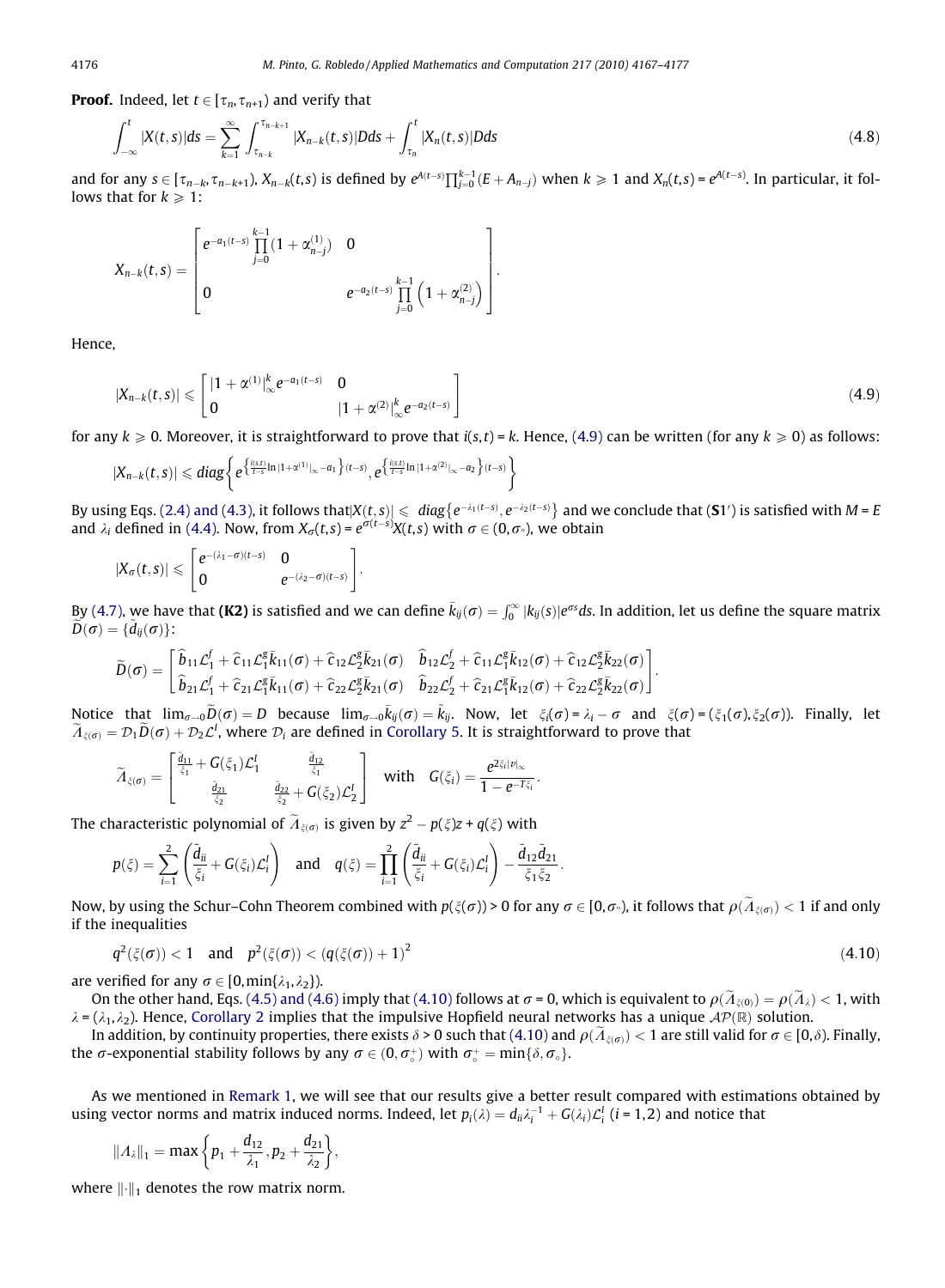**Proof.** Indeed, let $t \in [\tau_n, \tau_{n+1})$ and verify that

$$\int_{-\infty}^{t} |X(t,s)|ds = \sum_{k=1}^{\infty} \int_{\tau_{n-k}}^{\tau_{n-k+1}} |X_{n-k}(t,s)|Dds + \int_{\tau_n}^{t} |X_n(t,s)|Dds \tag{4.8}$$

and for any $s \in [\tau_{n-k}, \tau_{n-k+1})$, $X_{n-k}(t,s)$ is defined by $e^{A(t-s)}\prod_{j=0}^{k-1}(E + A_{n-j})$ when $k \geqslant 1$ and $X_n(t,s) = e^{A(t-s)}$. In particular, it follows that for $k \geqslant 1$:

$$X_{n-k}(t,s) = \begin{bmatrix} e^{-a_1(t-s)} \prod\limits_{j=0}^{k-1}(1+\alpha_{n-j}^{(1)}) & 0 \\ 0 & e^{-a_2(t-s)} \prod\limits_{j=0}^{k-1}\left(1+\alpha_{n-j}^{(2)}\right) \end{bmatrix}.$$

Hence,

$$|X_{n-k}(t,s)| \leqslant \begin{bmatrix} |1+\alpha^{(1)}|_\infty^k e^{-a_1(t-s)} & 0 \\ 0 & |1+\alpha^{(2)}|_\infty^k e^{-a_2(t-s)} \end{bmatrix} \tag{4.9}$$

for any $k \geqslant 0$. Moreover, it is straightforward to prove that $i(s,t) = k$. Hence, (4.9) can be written (for any $k \geqslant 0$) as follows:

$$|X_{n-k}(t,s)| \leqslant diag\left\{ e^{\left\{\frac{i(s,t)}{t-s}\ln|1+\alpha^{(1)}|_\infty - a_1\right\}(t-s)}, e^{\left\{\frac{i(s,t)}{t-s}\ln|1+\alpha^{(2)}|_\infty - a_2\right\}(t-s)} \right\}$$

By using Eqs. (2.4) and (4.3), it follows that $|X(t,s)| \leqslant diag\{e^{-\lambda_1(t-s)}, e^{-\lambda_2(t-s)}\}$ and we conclude that (**S1**′) is satisfied with $M = E$ and $\lambda_i$ defined in (4.4). Now, from $X_\sigma(t,s) = e^{\sigma(t-s)}X(t,s)$ with $\sigma \in (0, \sigma_\circ)$, we obtain

$$|X_\sigma(t,s)| \leqslant \begin{bmatrix} e^{-(\lambda_1 - \sigma)(t-s)} & 0 \\ 0 & e^{-(\lambda_2-\sigma)(t-s)} \end{bmatrix}.$$

By (4.7), we have that **(K2)** is satisfied and we can define $\bar{k}_{ij}(\sigma) = \int_0^\infty |k_{ij}(s)|e^{\sigma s}ds$. In addition, let us define the square matrix $\widetilde{D}(\sigma) = \{\tilde{d}_{ij}(\sigma)\}$:

$$\widetilde{D}(\sigma) = \begin{bmatrix} \hat{b}_{11}\mathcal{L}_1^f + \hat{c}_{11}\mathcal{L}_1^g\bar{k}_{11}(\sigma) + \hat{c}_{12}\mathcal{L}_2^g\bar{k}_{21}(\sigma) & \hat{b}_{12}\mathcal{L}_2^f + \hat{c}_{11}\mathcal{L}_1^g\bar{k}_{12}(\sigma) + \hat{c}_{12}\mathcal{L}_2^g\bar{k}_{22}(\sigma) \\ \hat{b}_{21}\mathcal{L}_1^f + \hat{c}_{21}\mathcal{L}_1^g\bar{k}_{11}(\sigma) + \hat{c}_{22}\mathcal{L}_2^g\bar{k}_{21}(\sigma) & \hat{b}_{22}\mathcal{L}_2^f + \hat{c}_{21}\mathcal{L}_1^g\bar{k}_{12}(\sigma) + \hat{c}_{22}\mathcal{L}_2^g\bar{k}_{22}(\sigma) \end{bmatrix}.$$

Notice that $\lim_{\sigma\to 0}\widetilde{D}(\sigma) = D$ because $\lim_{\sigma \to 0}\bar{k}_{ij}(\sigma) = \tilde{k}_{ij}$. Now, let $\xi_i(\sigma) = \lambda_i - \sigma$ and $\xi(\sigma) = (\xi_1(\sigma), \xi_2(\sigma))$. Finally, let $\widetilde{\Lambda}_{\xi(\sigma)} = \mathcal{D}_1\widetilde{D}(\sigma) + \mathcal{D}_2\mathcal{L}^I$, where $\mathcal{D}_i$ are defined in Corollary 5. It is straightforward to prove that

$$\widetilde{\Lambda}_{\xi(\sigma)} = \begin{bmatrix} \frac{\tilde{d}_{11}}{\xi_1} + G(\xi_1)\mathcal{L}_1^I & \frac{\tilde{d}_{12}}{\xi_1} \\ \frac{\tilde{d}_{21}}{\xi_2} & \frac{\tilde{d}_{22}}{\xi_2} + G(\xi_2)\mathcal{L}_2^I \end{bmatrix} \quad \text{with} \quad G(\xi_i) = \frac{e^{2\xi_i|\nu|_\infty}}{1 - e^{-T\xi_i}}.$$

The characteristic polynomial of $\widetilde{\Lambda}_{\xi(\sigma)}$ is given by $z^2 - p(\xi)z + q(\xi)$ with

$$p(\xi) = \sum_{i=1}^{2}\left(\frac{\tilde{d}_{ii}}{\xi_i} + G(\xi_i)\mathcal{L}_i^I\right) \quad \text{and} \quad q(\xi) = \prod_{i=1}^{2}\left(\frac{\tilde{d}_{ii}}{\xi_i} + G(\xi_i)\mathcal{L}_i^I\right) - \frac{\tilde{d}_{12}\tilde{d}_{21}}{\xi_1\xi_2}.$$

Now, by using the Schur–Cohn Theorem combined with $p(\xi(\sigma)) > 0$ for any $\sigma \in [0, \sigma_\circ)$, it follows that $\rho(\widetilde{\Lambda}_{\xi(\sigma)}) < 1$ if and only if the inequalities

$$q^2(\xi(\sigma)) < 1 \quad \text{and} \quad p^2(\xi(\sigma)) < (q(\xi(\sigma)) + 1)^2 \tag{4.10}$$

are verified for any $\sigma \in [0, \min\{\lambda_1, \lambda_2\})$.

On the other hand, Eqs. (4.5) and (4.6) imply that (4.10) follows at $\sigma = 0$, which is equivalent to $\rho(\widetilde{\Lambda}_{\xi(0)}) = \rho(\widetilde{\Lambda}_\lambda) < 1$, with $\lambda = (\lambda_1, \lambda_2)$. Hence, Corollary 2 implies that the impulsive Hopfield neural networks has a unique $\mathcal{AP}(\mathbb{R})$ solution.

In addition, by continuity properties, there exists $\delta > 0$ such that (4.10) and $\rho(\widetilde{\Lambda}_{\xi(\sigma)}) < 1$ are still valid for $\sigma \in [0, \delta)$. Finally, the $\sigma$-exponential stability follows by any $\sigma \in (0, \sigma_\circ^+)$ with $\sigma_\circ^+ = \min\{\delta, \sigma_\circ\}$.

As we mentioned in Remark 1, we will see that our results give a better result compared with estimations obtained by using vector norms and matrix induced norms. Indeed, let $p_i(\lambda) = d_{ii}\lambda_i^{-1} + G(\lambda_i)\mathcal{L}_i^I$ $(i = 1, 2)$ and notice that

$$\|\Lambda_\lambda\|_1 = \max\left\{p_1 + \frac{d_{12}}{\lambda_1}, p_2 + \frac{d_{21}}{\lambda_2}\right\},$$

where $\|\cdot\|_1$ denotes the row matrix norm.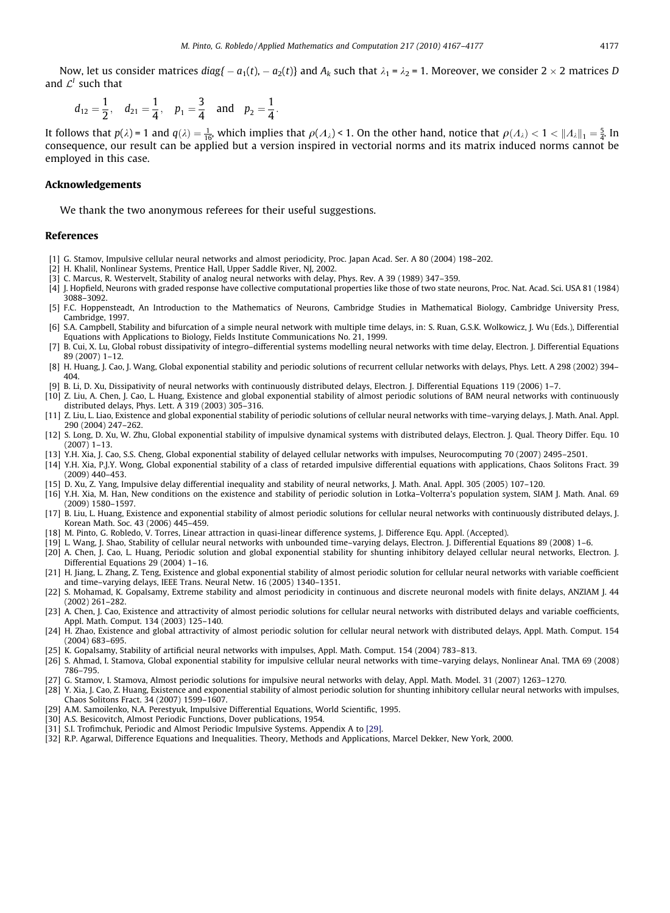Now, let us consider matrices $diag\{-a_1(t), -a_2(t)\}$ and $A_k$ such that $\lambda_1 = \lambda_2 = 1$. Moreover, we consider $2 \times 2$ matrices $D$ and $\mathcal{L}^l$ such that

$$d_{12} = \frac{1}{2}, \quad d_{21} = \frac{1}{4}, \quad p_1 = \frac{3}{4} \quad \text{and} \quad p_2 = \frac{1}{4}.$$

It follows that $p(\lambda) = 1$ and $q(\lambda) = \frac{1}{16}$, which implies that $\rho(\Lambda_\lambda) < 1$. On the other hand, notice that $\rho(\Lambda_\lambda) < 1 < \|\Lambda_\lambda\|_1 = \frac{5}{4}$. In consequence, our result can be applied but a version inspired in vectorial norms and its matrix induced norms cannot be employed in this case.

## Acknowledgements

We thank the two anonymous referees for their useful suggestions.

## References

[1] G. Stamov, Impulsive cellular neural networks and almost periodicity, Proc. Japan Acad. Ser. A 80 (2004) 198–202.
[2] H. Khalil, Nonlinear Systems, Prentice Hall, Upper Saddle River, NJ, 2002.
[3] C. Marcus, R. Westervelt, Stability of analog neural networks with delay, Phys. Rev. A 39 (1989) 347–359.
[4] J. Hopfield, Neurons with graded response have collective computational properties like those of two state neurons, Proc. Nat. Acad. Sci. USA 81 (1984) 3088–3092.
[5] F.C. Hoppensteadt, An Introduction to the Mathematics of Neurons, Cambridge Studies in Mathematical Biology, Cambridge University Press, Cambridge, 1997.
[6] S.A. Campbell, Stability and bifurcation of a simple neural network with multiple time delays, in: S. Ruan, G.S.K. Wolkowicz, J. Wu (Eds.), Differential Equations with Applications to Biology, Fields Institute Communications No. 21, 1999.
[7] B. Cui, X. Lu, Global robust dissipativity of integro–differential systems modelling neural networks with time delay, Electron. J. Differential Equations 89 (2007) 1–12.
[8] H. Huang, J. Cao, J. Wang, Global exponential stability and periodic solutions of recurrent cellular networks with delays, Phys. Lett. A 298 (2002) 394–404.
[9] B. Li, D. Xu, Dissipativity of neural networks with continuously distributed delays, Electron. J. Differential Equations 119 (2006) 1–7.
[10] Z. Liu, A. Chen, J. Cao, L. Huang, Existence and global exponential stability of almost periodic solutions of BAM neural networks with continuously distributed delays, Phys. Lett. A 319 (2003) 305–316.
[11] Z. Liu, L. Liao, Existence and global exponential stability of periodic solutions of cellular neural networks with time–varying delays, J. Math. Anal. Appl. 290 (2004) 247–262.
[12] S. Long, D. Xu, W. Zhu, Global exponential stability of impulsive dynamical systems with distributed delays, Electron. J. Qual. Theory Differ. Equ. 10 (2007) 1–13.
[13] Y.H. Xia, J. Cao, S.S. Cheng, Global exponential stability of delayed cellular networks with impulses, Neurocomputing 70 (2007) 2495–2501.
[14] Y.H. Xia, P.J.Y. Wong, Global exponential stability of a class of retarded impulsive differential equations with applications, Chaos Solitons Fract. 39 (2009) 440–453.
[15] D. Xu, Z. Yang, Impulsive delay differential inequality and stability of neural networks, J. Math. Anal. Appl. 305 (2005) 107–120.
[16] Y.H. Xia, M. Han, New conditions on the existence and stability of periodic solution in Lotka–Volterra's population system, SIAM J. Math. Anal. 69 (2009) 1580–1597.
[17] B. Liu, L. Huang, Existence and exponential stability of almost periodic solutions for cellular neural networks with continuously distributed delays, J. Korean Math. Soc. 43 (2006) 445–459.
[18] M. Pinto, G. Robledo, V. Torres, Linear attraction in quasi-linear difference systems, J. Difference Equ. Appl. (Accepted).
[19] L. Wang, J. Shao, Stability of cellular neural networks with unbounded time–varying delays, Electron. J. Differential Equations 89 (2008) 1–6.
[20] A. Chen, J. Cao, L. Huang, Periodic solution and global exponential stability for shunting inhibitory delayed cellular neural networks, Electron. J. Differential Equations 29 (2004) 1–16.
[21] H. Jiang, L. Zhang, Z. Teng, Existence and global exponential stability of almost periodic solution for cellular neural networks with variable coefficient and time–varying delays, IEEE Trans. Neural Netw. 16 (2005) 1340–1351.
[22] S. Mohamad, K. Gopalsamy, Extreme stability and almost periodicity in continuous and discrete neuronal models with finite delays, ANZIAM J. 44 (2002) 261–282.
[23] A. Chen, J. Cao, Existence and attractivity of almost periodic solutions for cellular neural networks with distributed delays and variable coefficients, Appl. Math. Comput. 134 (2003) 125–140.
[24] H. Zhao, Existence and global attractivity of almost periodic solution for cellular neural network with distributed delays, Appl. Math. Comput. 154 (2004) 683–695.
[25] K. Gopalsamy, Stability of artificial neural networks with impulses, Appl. Math. Comput. 154 (2004) 783–813.
[26] S. Ahmad, I. Stamova, Global exponential stability for impulsive cellular neural networks with time–varying delays, Nonlinear Anal. TMA 69 (2008) 786–795.
[27] G. Stamov, I. Stamova, Almost periodic solutions for impulsive neural networks with delay, Appl. Math. Model. 31 (2007) 1263–1270.
[28] Y. Xia, J. Cao, Z. Huang, Existence and exponential stability of almost periodic solution for shunting inhibitory cellular neural networks with impulses, Chaos Solitons Fract. 34 (2007) 1599–1607.
[29] A.M. Samoilenko, N.A. Perestyuk, Impulsive Differential Equations, World Scientific, 1995.
[30] A.S. Besicovitch, Almost Periodic Functions, Dover publications, 1954.
[31] S.I. Trofimchuk, Periodic and Almost Periodic Impulsive Systems. Appendix A to [29].
[32] R.P. Agarwal, Difference Equations and Inequalities. Theory, Methods and Applications, Marcel Dekker, New York, 2000.